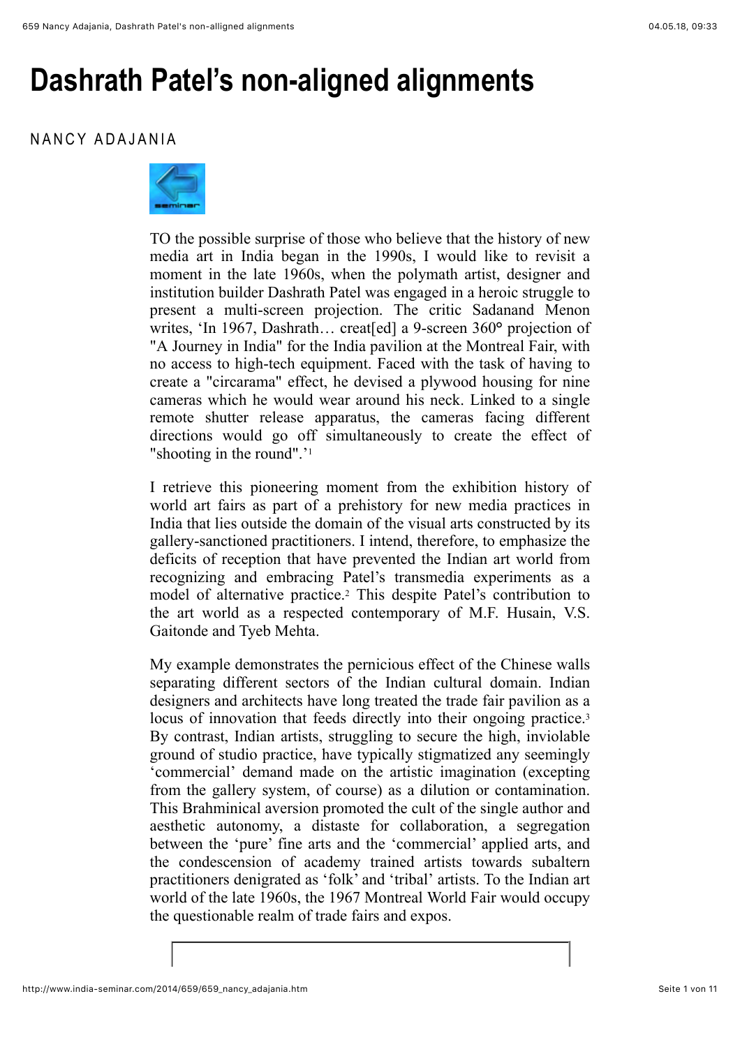# Dashrath Patel's non-aligned alignments

NANCY ADAJANIA

TO the possible surprise of those who believe that the history of new media art in India began in the 1990s, I would like to revisit a moment in the late 1960s, when the polymath artist, designer and institution builder Dashrath Patel was engaged in a heroic struggle to present a multi-screen projection. The critic Sadanand Menon writes, 'In 1967, Dashrath… creat[ed] a 9-screen 360° projection of "A Journey in India" for the India pavilion at the Montreal Fair, with no access to high-tech equipment. Faced with the task of having to create a "circarama" effect, he devised a plywood housing for nine cameras which he would wear around his neck. Linked to a single remote shutter release apparatus, the cameras facing different directions would go off simultaneously to create the effect of "shooting in the round".'[1]

I retrieve this pioneering moment from the exhibition history of world art fairs as part of a prehistory for new media practices in India that lies outside the domain of the visual arts constructed by its gallery-sanctioned practitioners. I intend, therefore, to emphasize the deficits of reception that have prevented the Indian art world from recognizing and embracing Patel's transmedia experiments as a model of alternative practice.[2] This despite Patel's contribution to the art world as a respected contemporary of M.F. Husain, V.S. Gaitonde and Tyeb Mehta.

My example demonstrates the pernicious effect of the Chinese walls separating different sectors of the Indian cultural domain. Indian designers and architects have long treated the trade fair pavilion as a locus of innovation that feeds directly into their ongoing practice.[3] By contrast, Indian artists, struggling to secure the high, inviolable ground of studio practice, have typically stigmatized any seemingly 'commercial' demand made on the artistic imagination (excepting from the gallery system, of course) as a dilution or contamination. This Brahminical aversion promoted the cult of the single author and aesthetic autonomy, a distaste for collaboration, a segregation between the 'pure' fine arts and the 'commercial' applied arts, and the condescension of academy trained artists towards subaltern practitioners denigrated as 'folk' and 'tribal' artists. To the Indian art world of the late 1960s, the 1967 Montreal World Fair would occupy the questionable realm of trade fairs and expos.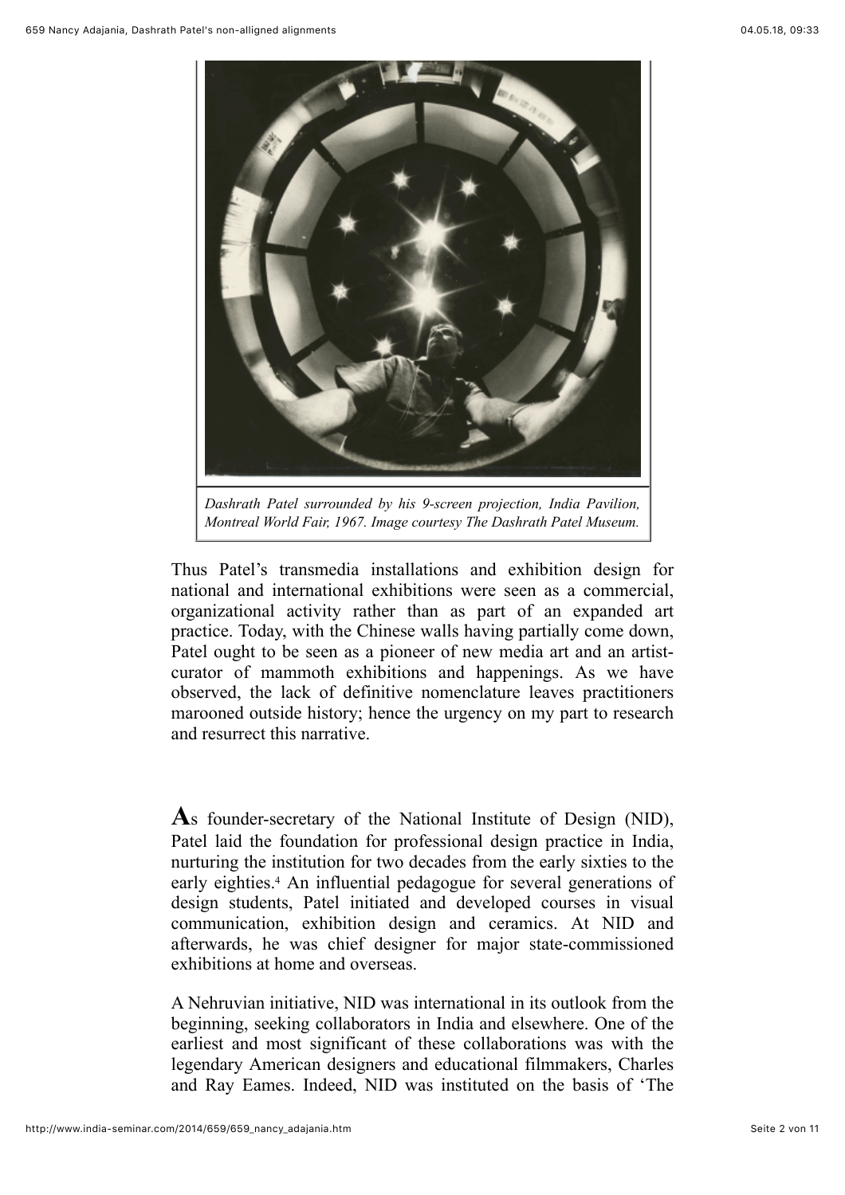*Dashrath Patel surrounded by his 9-screen projection, India Pavilion, Montreal World Fair, 1967. Image courtesy The Dashrath Patel Museum.*

Thus Patel's transmedia installations and exhibition design for national and international exhibitions were seen as a commercial, organizational activity rather than as part of an expanded art practice. Today, with the Chinese walls having partially come down, Patel ought to be seen as a pioneer of new media art and an artist-curator of mammoth exhibitions and happenings. As we have observed, the lack of definitive nomenclature leaves practitioners marooned outside history; hence the urgency on my part to research and resurrect this narrative.

**A**s founder-secretary of the National Institute of Design (NID), Patel laid the foundation for professional design practice in India, nurturing the institution for two decades from the early sixties to the early eighties.[4] An influential pedagogue for several generations of design students, Patel initiated and developed courses in visual communication, exhibition design and ceramics. At NID and afterwards, he was chief designer for major state-commissioned exhibitions at home and overseas.

A Nehruvian initiative, NID was international in its outlook from the beginning, seeking collaborators in India and elsewhere. One of the earliest and most significant of these collaborations was with the legendary American designers and educational filmmakers, Charles and Ray Eames. Indeed, NID was instituted on the basis of 'The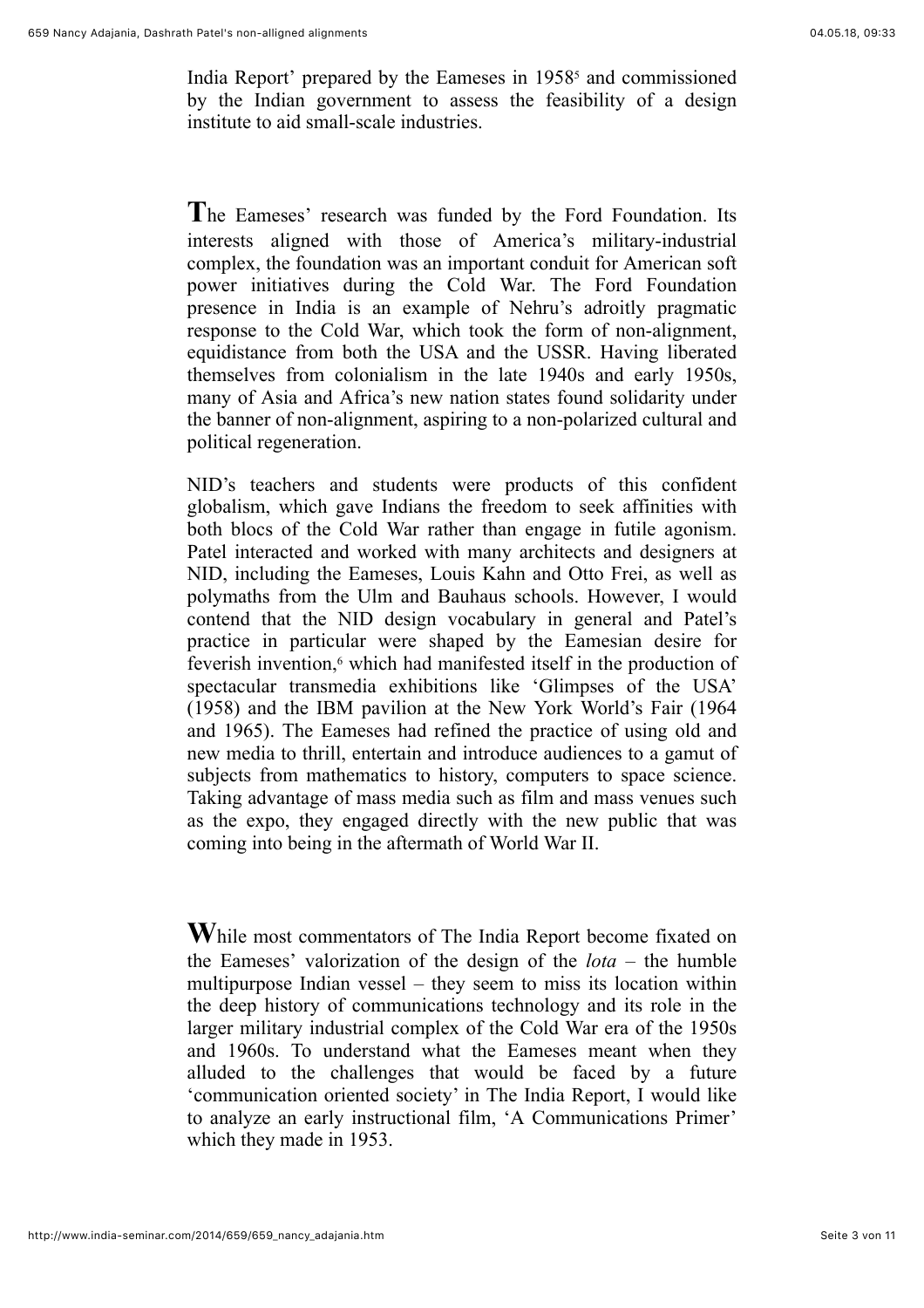India Report' prepared by the Eameses in 1958[5] and commissioned by the Indian government to assess the feasibility of a design institute to aid small-scale industries.

**T**he Eameses' research was funded by the Ford Foundation. Its interests aligned with those of America's military-industrial complex, the foundation was an important conduit for American soft power initiatives during the Cold War. The Ford Foundation presence in India is an example of Nehru's adroitly pragmatic response to the Cold War, which took the form of non-alignment, equidistance from both the USA and the USSR. Having liberated themselves from colonialism in the late 1940s and early 1950s, many of Asia and Africa's new nation states found solidarity under the banner of non-alignment, aspiring to a non-polarized cultural and political regeneration.

NID's teachers and students were products of this confident globalism, which gave Indians the freedom to seek affinities with both blocs of the Cold War rather than engage in futile agonism. Patel interacted and worked with many architects and designers at NID, including the Eameses, Louis Kahn and Otto Frei, as well as polymaths from the Ulm and Bauhaus schools. However, I would contend that the NID design vocabulary in general and Patel's practice in particular were shaped by the Eamesian desire for feverish invention,[6] which had manifested itself in the production of spectacular transmedia exhibitions like 'Glimpses of the USA' (1958) and the IBM pavilion at the New York World's Fair (1964 and 1965). The Eameses had refined the practice of using old and new media to thrill, entertain and introduce audiences to a gamut of subjects from mathematics to history, computers to space science. Taking advantage of mass media such as film and mass venues such as the expo, they engaged directly with the new public that was coming into being in the aftermath of World War II.

**W**hile most commentators of The India Report become fixated on the Eameses' valorization of the design of the *lota* – the humble multipurpose Indian vessel – they seem to miss its location within the deep history of communications technology and its role in the larger military industrial complex of the Cold War era of the 1950s and 1960s. To understand what the Eameses meant when they alluded to the challenges that would be faced by a future 'communication oriented society' in The India Report, I would like to analyze an early instructional film, 'A Communications Primer' which they made in 1953.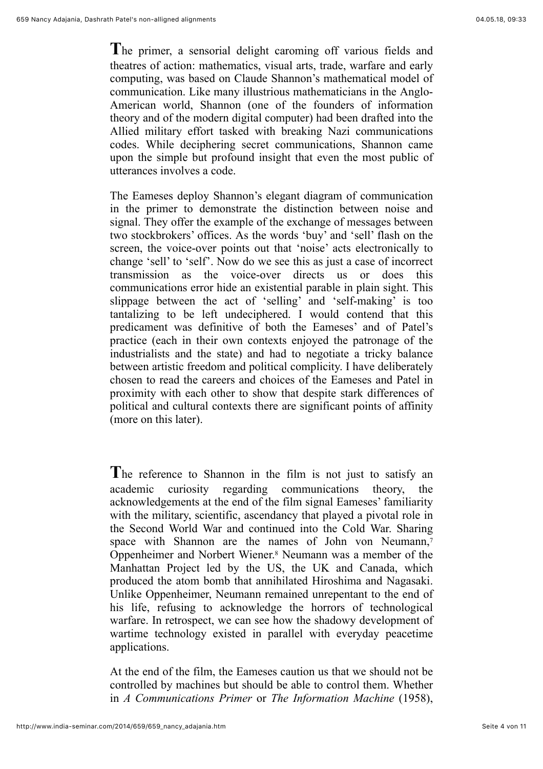The primer, a sensorial delight caroming off various fields and theatres of action: mathematics, visual arts, trade, warfare and early computing, was based on Claude Shannon's mathematical model of communication. Like many illustrious mathematicians in the Anglo-American world, Shannon (one of the founders of information theory and of the modern digital computer) had been drafted into the Allied military effort tasked with breaking Nazi communications codes. While deciphering secret communications, Shannon came upon the simple but profound insight that even the most public of utterances involves a code.

The Eameses deploy Shannon's elegant diagram of communication in the primer to demonstrate the distinction between noise and signal. They offer the example of the exchange of messages between two stockbrokers' offices. As the words 'buy' and 'sell' flash on the screen, the voice-over points out that 'noise' acts electronically to change 'sell' to 'self'. Now do we see this as just a case of incorrect transmission as the voice-over directs us or does this communications error hide an existential parable in plain sight. This slippage between the act of 'selling' and 'self-making' is too tantalizing to be left undeciphered. I would contend that this predicament was definitive of both the Eameses' and of Patel's practice (each in their own contexts enjoyed the patronage of the industrialists and the state) and had to negotiate a tricky balance between artistic freedom and political complicity. I have deliberately chosen to read the careers and choices of the Eameses and Patel in proximity with each other to show that despite stark differences of political and cultural contexts there are significant points of affinity (more on this later).

The reference to Shannon in the film is not just to satisfy an academic curiosity regarding communications theory, the acknowledgements at the end of the film signal Eameses' familiarity with the military, scientific, ascendancy that played a pivotal role in the Second World War and continued into the Cold War. Sharing space with Shannon are the names of John von Neumann,[7] Oppenheimer and Norbert Wiener.[8] Neumann was a member of the Manhattan Project led by the US, the UK and Canada, which produced the atom bomb that annihilated Hiroshima and Nagasaki. Unlike Oppenheimer, Neumann remained unrepentant to the end of his life, refusing to acknowledge the horrors of technological warfare. In retrospect, we can see how the shadowy development of wartime technology existed in parallel with everyday peacetime applications.

At the end of the film, the Eameses caution us that we should not be controlled by machines but should be able to control them. Whether in *A Communications Primer* or *The Information Machine* (1958),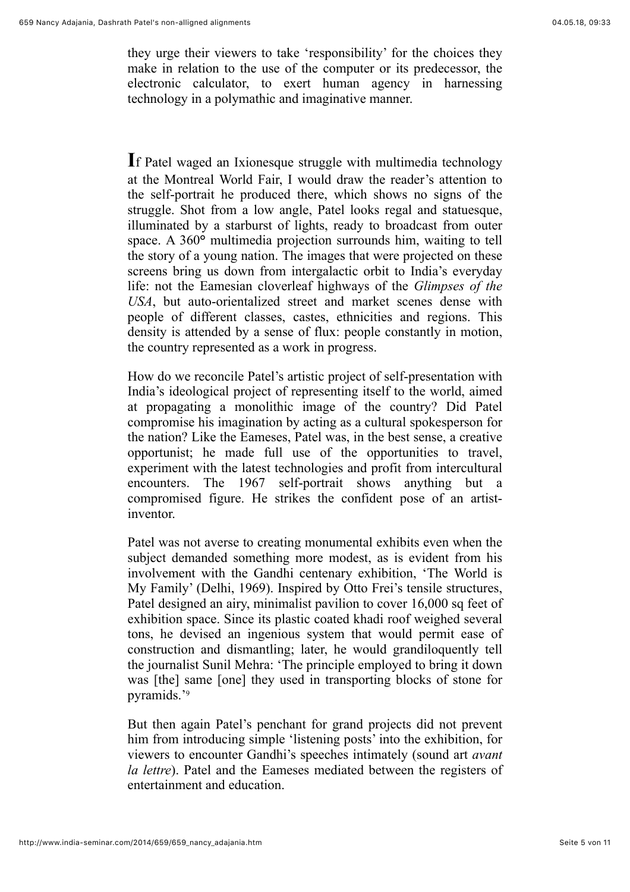they urge their viewers to take 'responsibility' for the choices they make in relation to the use of the computer or its predecessor, the electronic calculator, to exert human agency in harnessing technology in a polymathic and imaginative manner.

**I**f Patel waged an Ixionesque struggle with multimedia technology at the Montreal World Fair, I would draw the reader's attention to the self-portrait he produced there, which shows no signs of the struggle. Shot from a low angle, Patel looks regal and statuesque, illuminated by a starburst of lights, ready to broadcast from outer space. A 360° multimedia projection surrounds him, waiting to tell the story of a young nation. The images that were projected on these screens bring us down from intergalactic orbit to India's everyday life: not the Eamesian cloverleaf highways of the *Glimpses of the USA*, but auto-orientalized street and market scenes dense with people of different classes, castes, ethnicities and regions. This density is attended by a sense of flux: people constantly in motion, the country represented as a work in progress.

How do we reconcile Patel's artistic project of self-presentation with India's ideological project of representing itself to the world, aimed at propagating a monolithic image of the country? Did Patel compromise his imagination by acting as a cultural spokesperson for the nation? Like the Eameses, Patel was, in the best sense, a creative opportunist; he made full use of the opportunities to travel, experiment with the latest technologies and profit from intercultural encounters. The 1967 self-portrait shows anything but a compromised figure. He strikes the confident pose of an artist-inventor.

Patel was not averse to creating monumental exhibits even when the subject demanded something more modest, as is evident from his involvement with the Gandhi centenary exhibition, 'The World is My Family' (Delhi, 1969). Inspired by Otto Frei's tensile structures, Patel designed an airy, minimalist pavilion to cover 16,000 sq feet of exhibition space. Since its plastic coated khadi roof weighed several tons, he devised an ingenious system that would permit ease of construction and dismantling; later, he would grandiloquently tell the journalist Sunil Mehra: 'The principle employed to bring it down was [the] same [one] they used in transporting blocks of stone for pyramids.'[9]

But then again Patel's penchant for grand projects did not prevent him from introducing simple 'listening posts' into the exhibition, for viewers to encounter Gandhi's speeches intimately (sound art *avant la lettre*). Patel and the Eameses mediated between the registers of entertainment and education.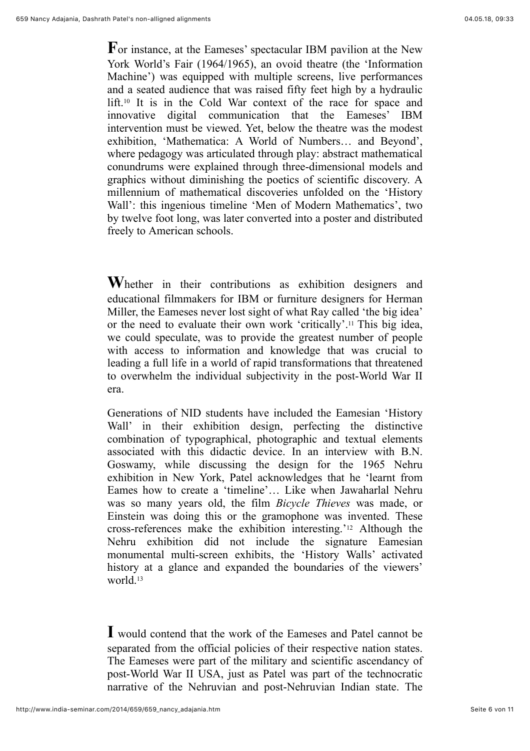For instance, at the Eameses' spectacular IBM pavilion at the New York World's Fair (1964/1965), an ovoid theatre (the 'Information Machine') was equipped with multiple screens, live performances and a seated audience that was raised fifty feet high by a hydraulic lift.[10] It is in the Cold War context of the race for space and innovative digital communication that the Eameses' IBM intervention must be viewed. Yet, below the theatre was the modest exhibition, 'Mathematica: A World of Numbers… and Beyond', where pedagogy was articulated through play: abstract mathematical conundrums were explained through three-dimensional models and graphics without diminishing the poetics of scientific discovery. A millennium of mathematical discoveries unfolded on the 'History Wall': this ingenious timeline 'Men of Modern Mathematics', two by twelve foot long, was later converted into a poster and distributed freely to American schools.

Whether in their contributions as exhibition designers and educational filmmakers for IBM or furniture designers for Herman Miller, the Eameses never lost sight of what Ray called 'the big idea' or the need to evaluate their own work 'critically'.[11] This big idea, we could speculate, was to provide the greatest number of people with access to information and knowledge that was crucial to leading a full life in a world of rapid transformations that threatened to overwhelm the individual subjectivity in the post-World War II era.

Generations of NID students have included the Eamesian 'History Wall' in their exhibition design, perfecting the distinctive combination of typographical, photographic and textual elements associated with this didactic device. In an interview with B.N. Goswamy, while discussing the design for the 1965 Nehru exhibition in New York, Patel acknowledges that he 'learnt from Eames how to create a 'timeline'… Like when Jawaharlal Nehru was so many years old, the film *Bicycle Thieves* was made, or Einstein was doing this or the gramophone was invented. These cross-references make the exhibition interesting.'[12] Although the Nehru exhibition did not include the signature Eamesian monumental multi-screen exhibits, the 'History Walls' activated history at a glance and expanded the boundaries of the viewers' world.[13]

I would contend that the work of the Eameses and Patel cannot be separated from the official policies of their respective nation states. The Eameses were part of the military and scientific ascendancy of post-World War II USA, just as Patel was part of the technocratic narrative of the Nehruvian and post-Nehruvian Indian state. The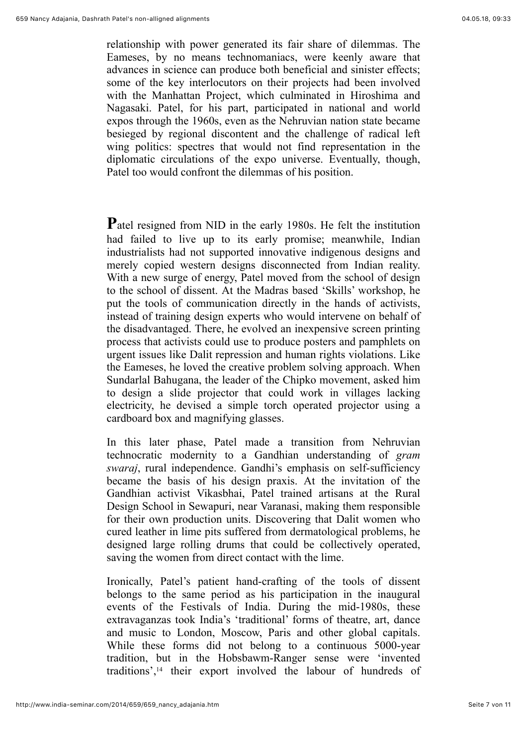relationship with power generated its fair share of dilemmas. The Eameses, by no means technomaniacs, were keenly aware that advances in science can produce both beneficial and sinister effects; some of the key interlocutors on their projects had been involved with the Manhattan Project, which culminated in Hiroshima and Nagasaki. Patel, for his part, participated in national and world expos through the 1960s, even as the Nehruvian nation state became besieged by regional discontent and the challenge of radical left wing politics: spectres that would not find representation in the diplomatic circulations of the expo universe. Eventually, though, Patel too would confront the dilemmas of his position.

**P**atel resigned from NID in the early 1980s. He felt the institution had failed to live up to its early promise; meanwhile, Indian industrialists had not supported innovative indigenous designs and merely copied western designs disconnected from Indian reality. With a new surge of energy, Patel moved from the school of design to the school of dissent. At the Madras based 'Skills' workshop, he put the tools of communication directly in the hands of activists, instead of training design experts who would intervene on behalf of the disadvantaged. There, he evolved an inexpensive screen printing process that activists could use to produce posters and pamphlets on urgent issues like Dalit repression and human rights violations. Like the Eameses, he loved the creative problem solving approach. When Sundarlal Bahugana, the leader of the Chipko movement, asked him to design a slide projector that could work in villages lacking electricity, he devised a simple torch operated projector using a cardboard box and magnifying glasses.

In this later phase, Patel made a transition from Nehruvian technocratic modernity to a Gandhian understanding of *gram swaraj*, rural independence. Gandhi's emphasis on self-sufficiency became the basis of his design praxis. At the invitation of the Gandhian activist Vikasbhai, Patel trained artisans at the Rural Design School in Sewapuri, near Varanasi, making them responsible for their own production units. Discovering that Dalit women who cured leather in lime pits suffered from dermatological problems, he designed large rolling drums that could be collectively operated, saving the women from direct contact with the lime.

Ironically, Patel's patient hand-crafting of the tools of dissent belongs to the same period as his participation in the inaugural events of the Festivals of India. During the mid-1980s, these extravaganzas took India's 'traditional' forms of theatre, art, dance and music to London, Moscow, Paris and other global capitals. While these forms did not belong to a continuous 5000-year tradition, but in the Hobsbawm-Ranger sense were 'invented traditions',[14] their export involved the labour of hundreds of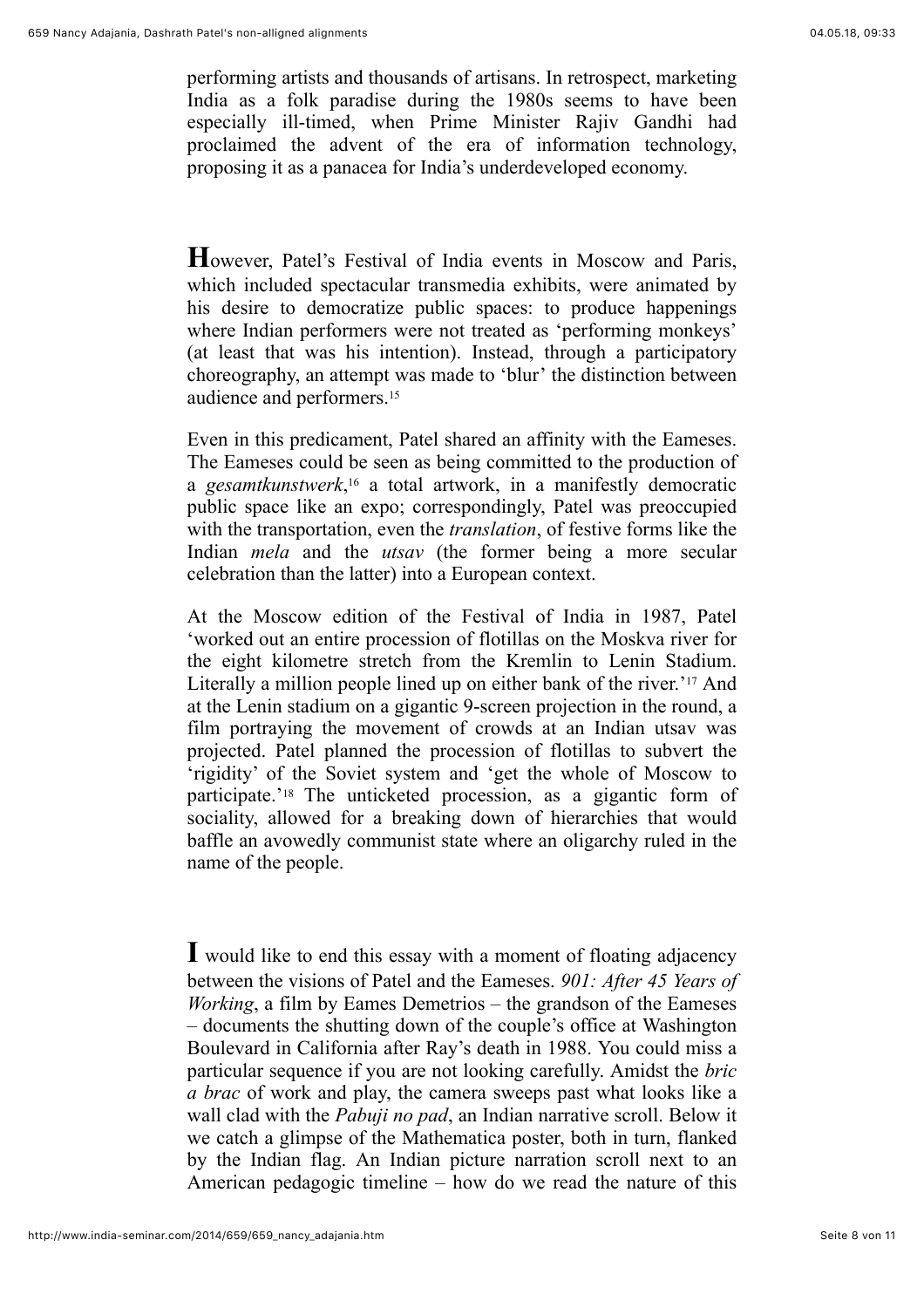performing artists and thousands of artisans. In retrospect, marketing India as a folk paradise during the 1980s seems to have been especially ill-timed, when Prime Minister Rajiv Gandhi had proclaimed the advent of the era of information technology, proposing it as a panacea for India's underdeveloped economy.

**H**owever, Patel's Festival of India events in Moscow and Paris, which included spectacular transmedia exhibits, were animated by his desire to democratize public spaces: to produce happenings where Indian performers were not treated as 'performing monkeys' (at least that was his intention). Instead, through a participatory choreography, an attempt was made to 'blur' the distinction between audience and performers.[15]

Even in this predicament, Patel shared an affinity with the Eameses. The Eameses could be seen as being committed to the production of a *gesamtkunstwerk*,[16] a total artwork, in a manifestly democratic public space like an expo; correspondingly, Patel was preoccupied with the transportation, even the *translation*, of festive forms like the Indian *mela* and the *utsav* (the former being a more secular celebration than the latter) into a European context.

At the Moscow edition of the Festival of India in 1987, Patel 'worked out an entire procession of flotillas on the Moskva river for the eight kilometre stretch from the Kremlin to Lenin Stadium. Literally a million people lined up on either bank of the river.'[17] And at the Lenin stadium on a gigantic 9-screen projection in the round, a film portraying the movement of crowds at an Indian utsav was projected. Patel planned the procession of flotillas to subvert the 'rigidity' of the Soviet system and 'get the whole of Moscow to participate.'[18] The unticketed procession, as a gigantic form of sociality, allowed for a breaking down of hierarchies that would baffle an avowedly communist state where an oligarchy ruled in the name of the people.

**I** would like to end this essay with a moment of floating adjacency between the visions of Patel and the Eameses. *901: After 45 Years of Working*, a film by Eames Demetrios – the grandson of the Eameses – documents the shutting down of the couple's office at Washington Boulevard in California after Ray's death in 1988. You could miss a particular sequence if you are not looking carefully. Amidst the *bric a brac* of work and play, the camera sweeps past what looks like a wall clad with the *Pabuji no pad*, an Indian narrative scroll. Below it we catch a glimpse of the Mathematica poster, both in turn, flanked by the Indian flag. An Indian picture narration scroll next to an American pedagogic timeline – how do we read the nature of this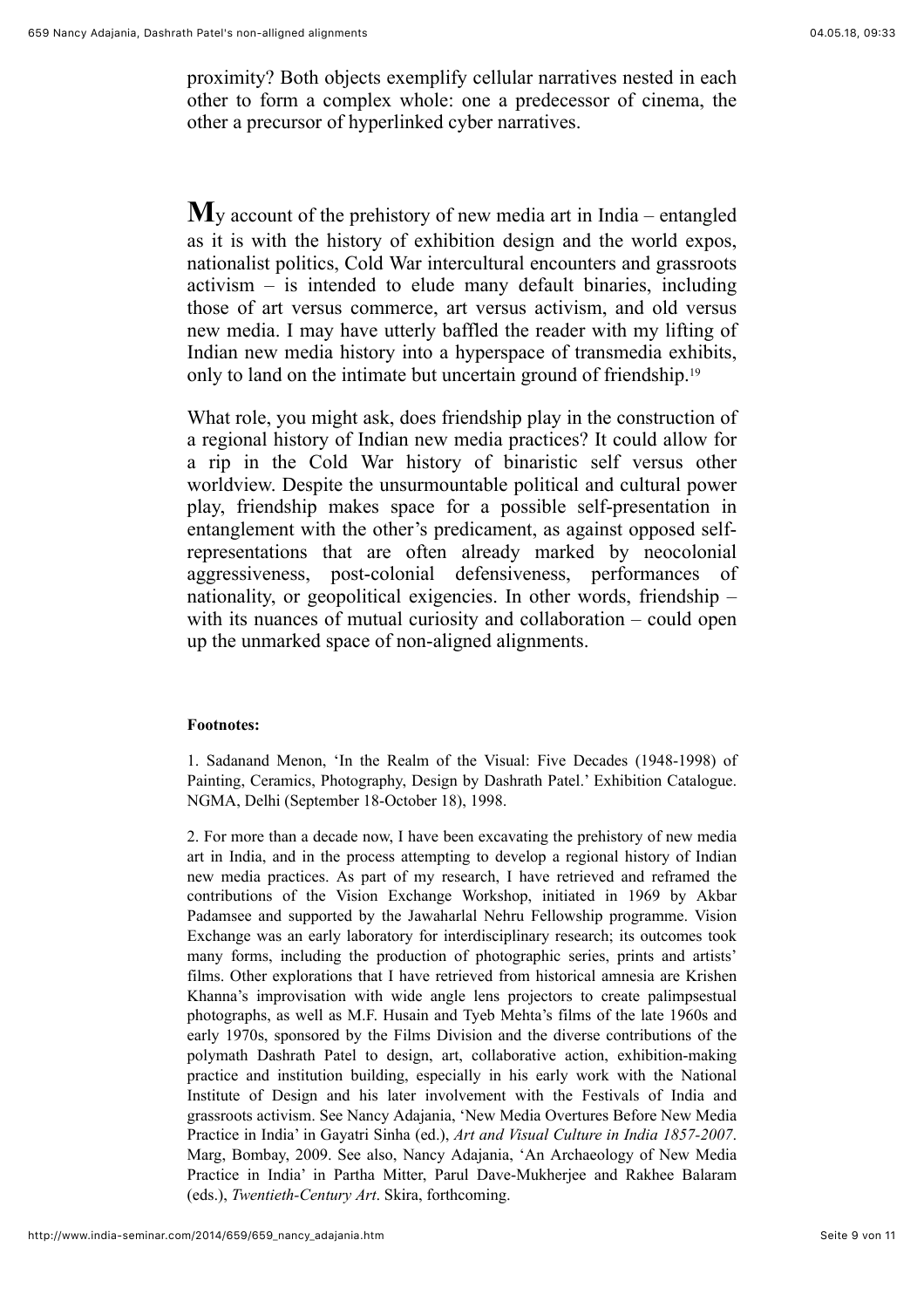proximity? Both objects exemplify cellular narratives nested in each other to form a complex whole: one a predecessor of cinema, the other a precursor of hyperlinked cyber narratives.

**M**y account of the prehistory of new media art in India – entangled as it is with the history of exhibition design and the world expos, nationalist politics, Cold War intercultural encounters and grassroots activism – is intended to elude many default binaries, including those of art versus commerce, art versus activism, and old versus new media. I may have utterly baffled the reader with my lifting of Indian new media history into a hyperspace of transmedia exhibits, only to land on the intimate but uncertain ground of friendship.[19]

What role, you might ask, does friendship play in the construction of a regional history of Indian new media practices? It could allow for a rip in the Cold War history of binaristic self versus other worldview. Despite the unsurmountable political and cultural power play, friendship makes space for a possible self-presentation in entanglement with the other's predicament, as against opposed self-representations that are often already marked by neocolonial aggressiveness, post-colonial defensiveness, performances of nationality, or geopolitical exigencies. In other words, friendship – with its nuances of mutual curiosity and collaboration – could open up the unmarked space of non-aligned alignments.

**Footnotes:**

1. Sadanand Menon, 'In the Realm of the Visual: Five Decades (1948-1998) of Painting, Ceramics, Photography, Design by Dashrath Patel.' Exhibition Catalogue. NGMA, Delhi (September 18-October 18), 1998.

2. For more than a decade now, I have been excavating the prehistory of new media art in India, and in the process attempting to develop a regional history of Indian new media practices. As part of my research, I have retrieved and reframed the contributions of the Vision Exchange Workshop, initiated in 1969 by Akbar Padamsee and supported by the Jawaharlal Nehru Fellowship programme. Vision Exchange was an early laboratory for interdisciplinary research; its outcomes took many forms, including the production of photographic series, prints and artists' films. Other explorations that I have retrieved from historical amnesia are Krishen Khanna's improvisation with wide angle lens projectors to create palimpsestual photographs, as well as M.F. Husain and Tyeb Mehta's films of the late 1960s and early 1970s, sponsored by the Films Division and the diverse contributions of the polymath Dashrath Patel to design, art, collaborative action, exhibition-making practice and institution building, especially in his early work with the National Institute of Design and his later involvement with the Festivals of India and grassroots activism. See Nancy Adajania, 'New Media Overtures Before New Media Practice in India' in Gayatri Sinha (ed.), *Art and Visual Culture in India 1857-2007*. Marg, Bombay, 2009. See also, Nancy Adajania, 'An Archaeology of New Media Practice in India' in Partha Mitter, Parul Dave-Mukherjee and Rakhee Balaram (eds.), *Twentieth-Century Art*. Skira, forthcoming.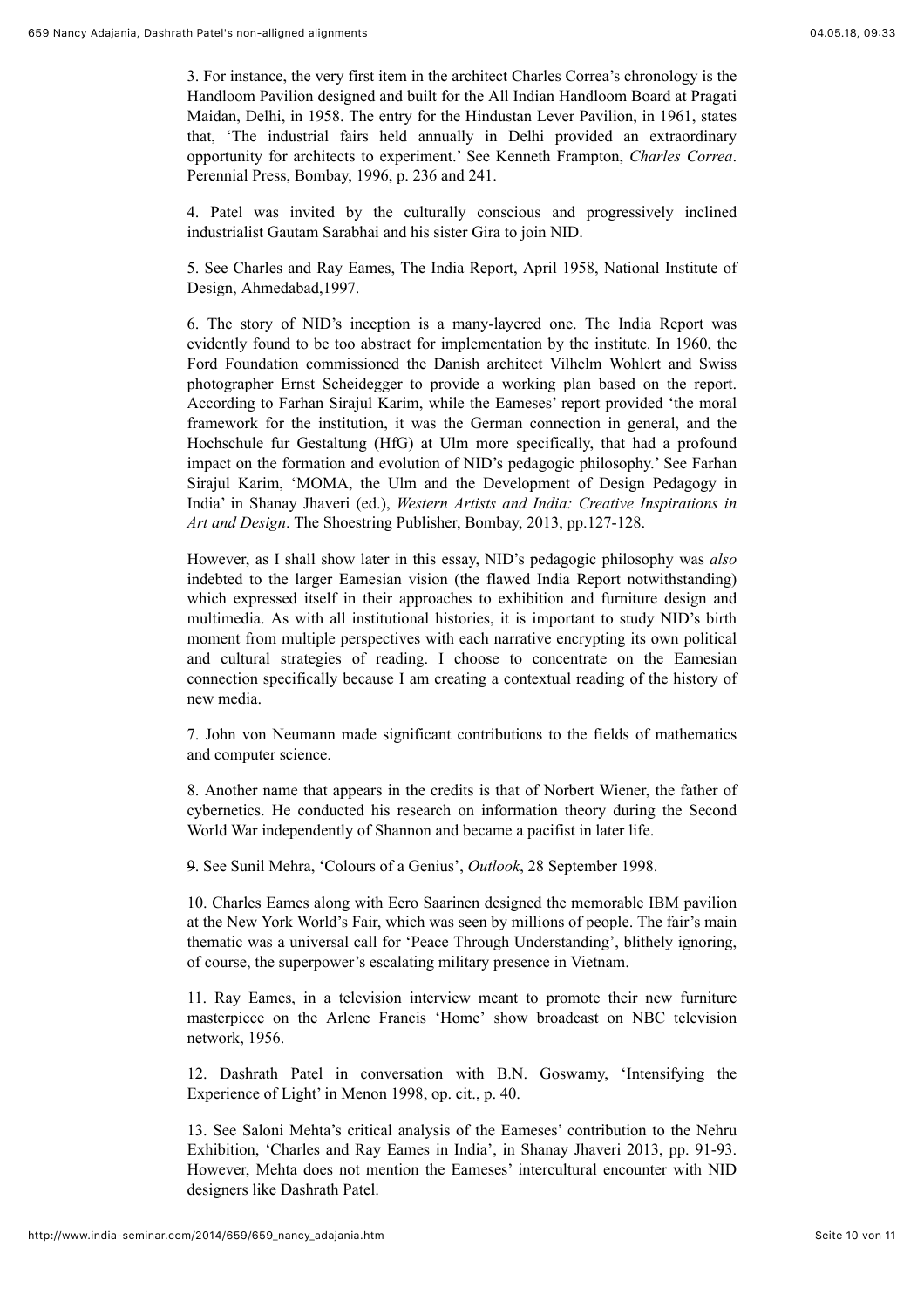3. For instance, the very first item in the architect Charles Correa's chronology is the Handloom Pavilion designed and built for the All Indian Handloom Board at Pragati Maidan, Delhi, in 1958. The entry for the Hindustan Lever Pavilion, in 1961, states that, 'The industrial fairs held annually in Delhi provided an extraordinary opportunity for architects to experiment.' See Kenneth Frampton, *Charles Correa*. Perennial Press, Bombay, 1996, p. 236 and 241.

4. Patel was invited by the culturally conscious and progressively inclined industrialist Gautam Sarabhai and his sister Gira to join NID.

5. See Charles and Ray Eames, The India Report, April 1958, National Institute of Design, Ahmedabad,1997.

6. The story of NID's inception is a many-layered one. The India Report was evidently found to be too abstract for implementation by the institute. In 1960, the Ford Foundation commissioned the Danish architect Vilhelm Wohlert and Swiss photographer Ernst Scheidegger to provide a working plan based on the report. According to Farhan Sirajul Karim, while the Eameses' report provided 'the moral framework for the institution, it was the German connection in general, and the Hochschule fur Gestaltung (HfG) at Ulm more specifically, that had a profound impact on the formation and evolution of NID's pedagogic philosophy.' See Farhan Sirajul Karim, 'MOMA, the Ulm and the Development of Design Pedagogy in India' in Shanay Jhaveri (ed.), *Western Artists and India: Creative Inspirations in Art and Design*. The Shoestring Publisher, Bombay, 2013, pp.127-128.

However, as I shall show later in this essay, NID's pedagogic philosophy was *also* indebted to the larger Eamesian vision (the flawed India Report notwithstanding) which expressed itself in their approaches to exhibition and furniture design and multimedia. As with all institutional histories, it is important to study NID's birth moment from multiple perspectives with each narrative encrypting its own political and cultural strategies of reading. I choose to concentrate on the Eamesian connection specifically because I am creating a contextual reading of the history of new media.

7. John von Neumann made significant contributions to the fields of mathematics and computer science.

8. Another name that appears in the credits is that of Norbert Wiener, the father of cybernetics. He conducted his research on information theory during the Second World War independently of Shannon and became a pacifist in later life.

9. See Sunil Mehra, 'Colours of a Genius', *Outlook*, 28 September 1998.

10. Charles Eames along with Eero Saarinen designed the memorable IBM pavilion at the New York World's Fair, which was seen by millions of people. The fair's main thematic was a universal call for 'Peace Through Understanding', blithely ignoring, of course, the superpower's escalating military presence in Vietnam.

11. Ray Eames, in a television interview meant to promote their new furniture masterpiece on the Arlene Francis 'Home' show broadcast on NBC television network, 1956.

12. Dashrath Patel in conversation with B.N. Goswamy, 'Intensifying the Experience of Light' in Menon 1998, op. cit., p. 40.

13. See Saloni Mehta's critical analysis of the Eameses' contribution to the Nehru Exhibition, 'Charles and Ray Eames in India', in Shanay Jhaveri 2013, pp. 91-93. However, Mehta does not mention the Eameses' intercultural encounter with NID designers like Dashrath Patel.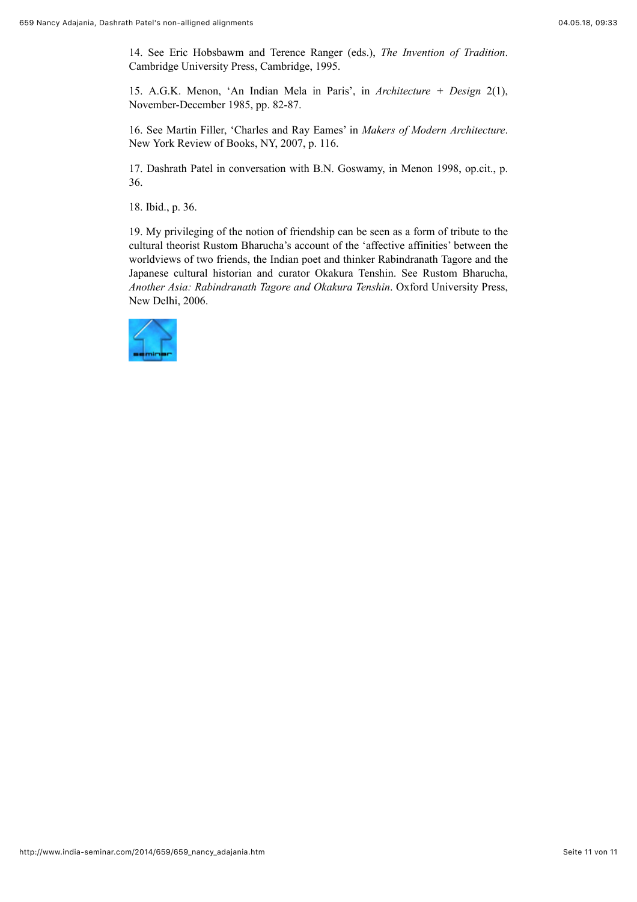14. See Eric Hobsbawm and Terence Ranger (eds.), *The Invention of Tradition*. Cambridge University Press, Cambridge, 1995.

15. A.G.K. Menon, 'An Indian Mela in Paris', in *Architecture + Design* 2(1), November-December 1985, pp. 82-87.

16. See Martin Filler, 'Charles and Ray Eames' in *Makers of Modern Architecture*. New York Review of Books, NY, 2007, p. 116.

17. Dashrath Patel in conversation with B.N. Goswamy, in Menon 1998, op.cit., p. 36.

18. Ibid., p. 36.

19. My privileging of the notion of friendship can be seen as a form of tribute to the cultural theorist Rustom Bharucha's account of the 'affective affinities' between the worldviews of two friends, the Indian poet and thinker Rabindranath Tagore and the Japanese cultural historian and curator Okakura Tenshin. See Rustom Bharucha, *Another Asia: Rabindranath Tagore and Okakura Tenshin*. Oxford University Press, New Delhi, 2006.